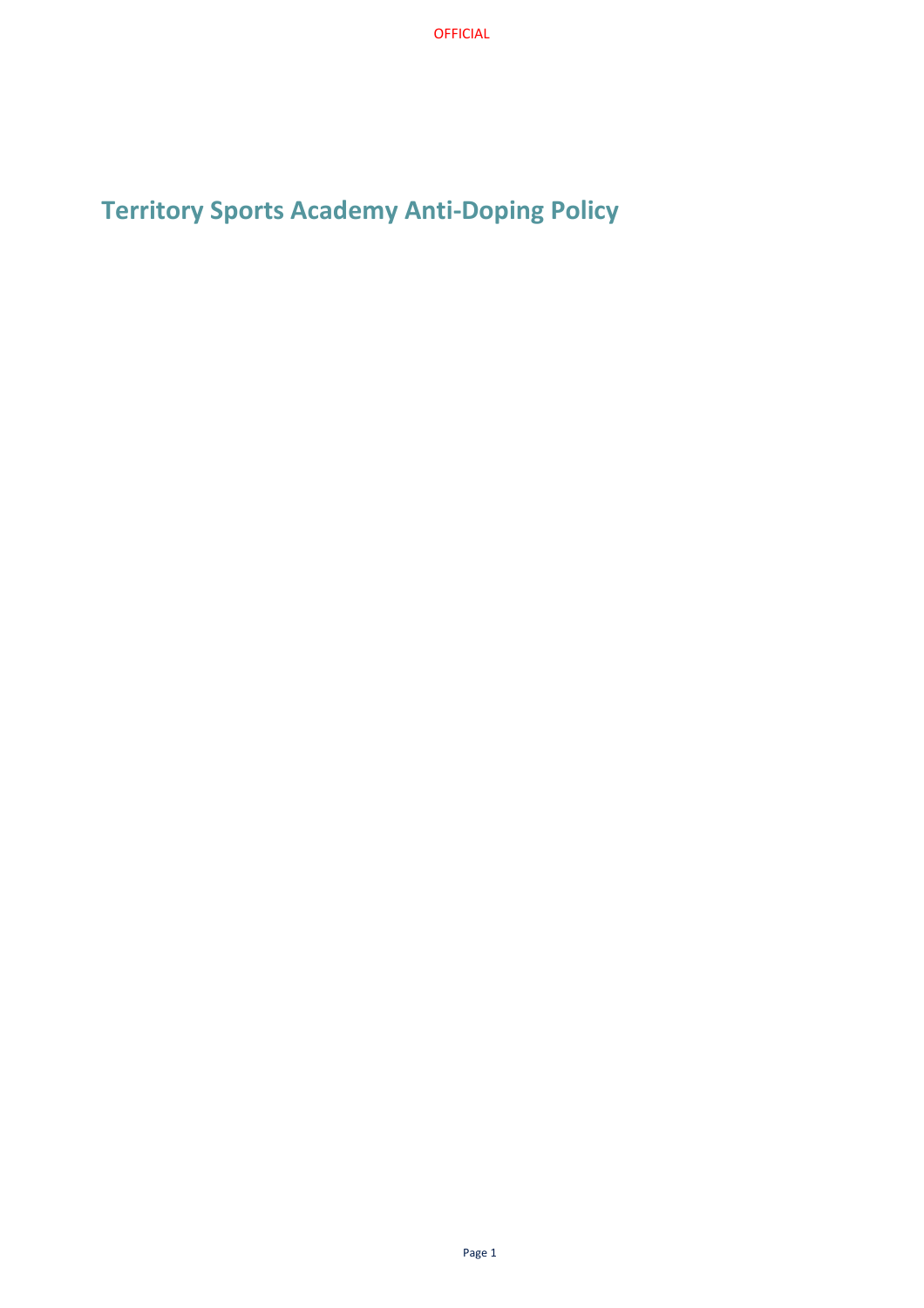# Territory Sports Academy Anti-Doping Policy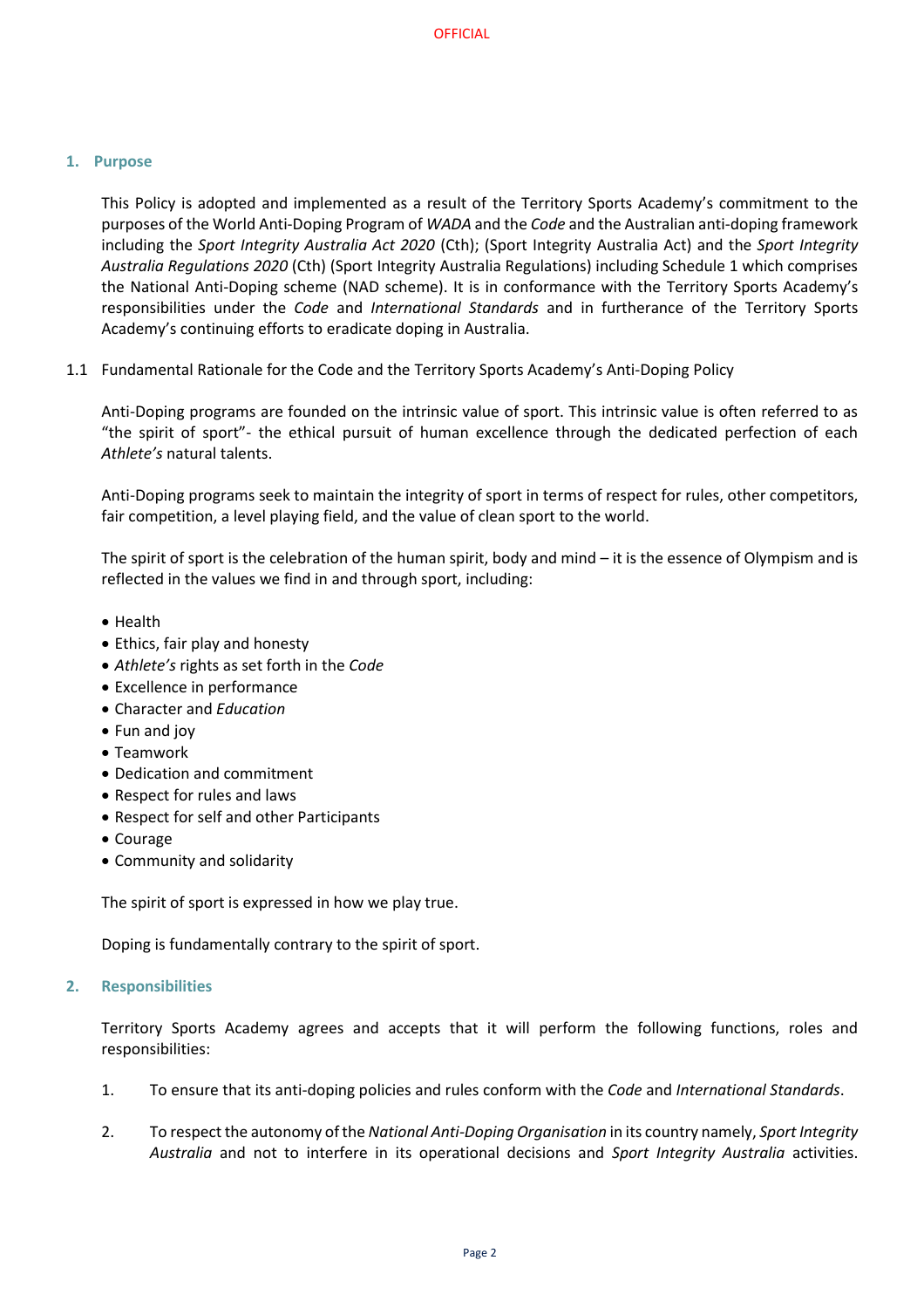## 1. Purpose

This Policy is adopted and implemented as a result of the Territory Sports Academy's commitment to the purposes of the World Anti-Doping Program of *WADA* and the *Code* and the Australian anti-doping framework including the *Sport Integrity Australia Act 2020* (Cth); (Sport Integrity Australia Act) and the *Sport Integrity Australia Regulations 2020* (Cth) (Sport Integrity Australia Regulations) including Schedule 1 which comprises the National Anti-Doping scheme (NAD scheme). It is in conformance with the Territory Sports Academy's responsibilities under the *Code* and *International Standards* and in furtherance of the Territory Sports Academy's continuing efforts to eradicate doping in Australia.

### 1.1 Fundamental Rationale for the Code and the Territory Sports Academy's Anti-Doping Policy

Anti-Doping programs are founded on the intrinsic value of sport. This intrinsic value is often referred to as "the spirit of sport"- the ethical pursuit of human excellence through the dedicated perfection of each *Athlete's* natural talents.

Anti-Doping programs seek to maintain the integrity of sport in terms of respect for rules, other competitors, fair competition, a level playing field, and the value of clean sport to the world.

The spirit of sport is the celebration of the human spirit, body and mind – it is the essence of Olympism and is reflected in the values we find in and through sport, including:

- Health
- Ethics, fair play and honesty
- *Athlete's* rights as set forth in the *Code*
- Excellence in performance
- Character and *Education*
- Fun and joy
- Teamwork
- Dedication and commitment
- Respect for rules and laws
- Respect for self and other Participants
- Courage
- Community and solidarity

The spirit of sport is expressed in how we play true.

Doping is fundamentally contrary to the spirit of sport.

## 2. Responsibilities

Territory Sports Academy agrees and accepts that it will perform the following functions, roles and responsibilities:

1. To ensure that its anti-doping policies and rules conform with the *Code* and *International Standards*.
2. To respect the autonomy of the *National Anti-Doping Organisation* in its country namely, *Sport Integrity Australia* and not to interfere in its operational decisions and *Sport Integrity Australia* activities.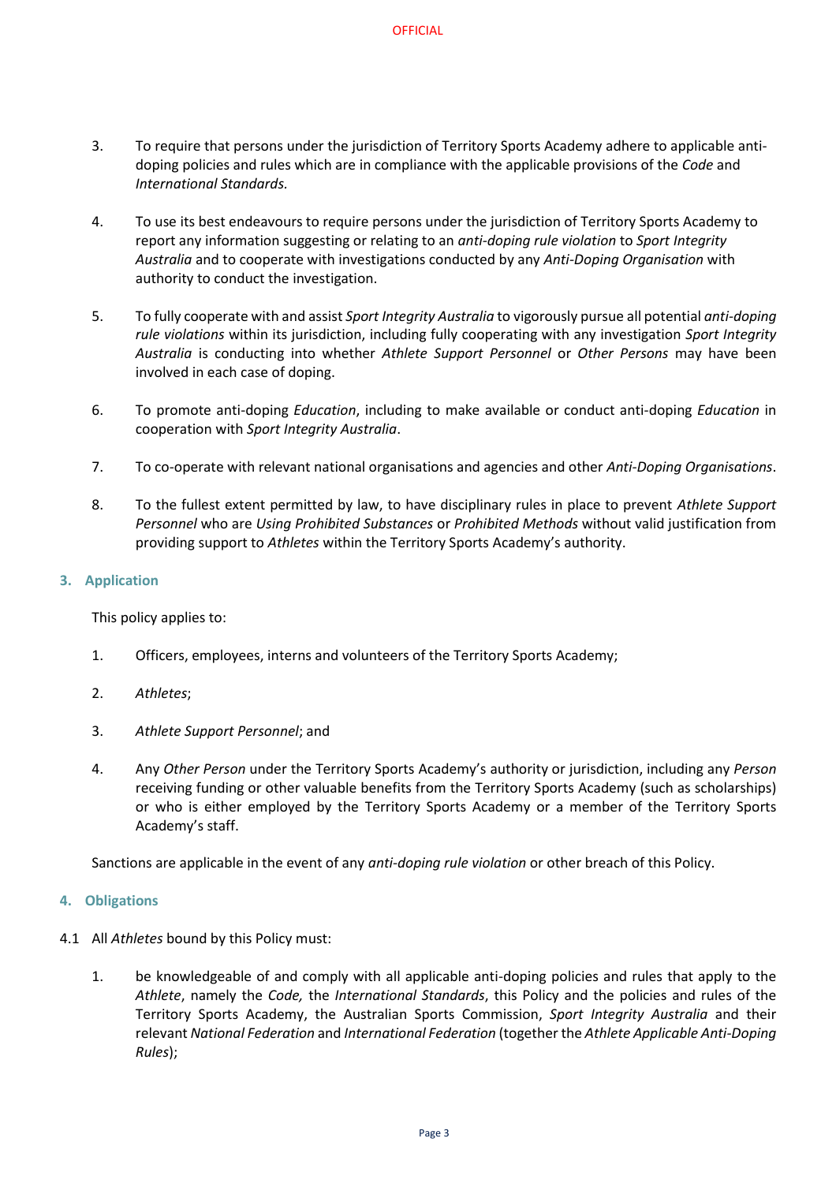3. To require that persons under the jurisdiction of Territory Sports Academy adhere to applicable anti-doping policies and rules which are in compliance with the applicable provisions of the *Code* and *International Standards.*

4. To use its best endeavours to require persons under the jurisdiction of Territory Sports Academy to report any information suggesting or relating to an *anti-doping rule violation* to *Sport Integrity Australia* and to cooperate with investigations conducted by any *Anti-Doping Organisation* with authority to conduct the investigation.

5. To fully cooperate with and assist *Sport Integrity Australia* to vigorously pursue all potential *anti-doping rule violations* within its jurisdiction, including fully cooperating with any investigation *Sport Integrity Australia* is conducting into whether *Athlete Support Personnel* or *Other Persons* may have been involved in each case of doping.

6. To promote anti-doping *Education*, including to make available or conduct anti-doping *Education* in cooperation with *Sport Integrity Australia*.

7. To co-operate with relevant national organisations and agencies and other *Anti-Doping Organisations*.

8. To the fullest extent permitted by law, to have disciplinary rules in place to prevent *Athlete Support Personnel* who are *Using Prohibited Substances* or *Prohibited Methods* without valid justification from providing support to *Athletes* within the Territory Sports Academy's authority.

## 3. Application

This policy applies to:

1. Officers, employees, interns and volunteers of the Territory Sports Academy;

2. *Athletes*;

3. *Athlete Support Personnel*; and

4. Any *Other Person* under the Territory Sports Academy's authority or jurisdiction, including any *Person* receiving funding or other valuable benefits from the Territory Sports Academy (such as scholarships) or who is either employed by the Territory Sports Academy or a member of the Territory Sports Academy's staff.

Sanctions are applicable in the event of any *anti-doping rule violation* or other breach of this Policy.

## 4. Obligations

4.1 All *Athletes* bound by this Policy must:

1. be knowledgeable of and comply with all applicable anti-doping policies and rules that apply to the *Athlete*, namely the *Code,* the *International Standards*, this Policy and the policies and rules of the Territory Sports Academy, the Australian Sports Commission, *Sport Integrity Australia* and their relevant *National Federation* and *International Federation* (together the *Athlete Applicable Anti-Doping Rules*);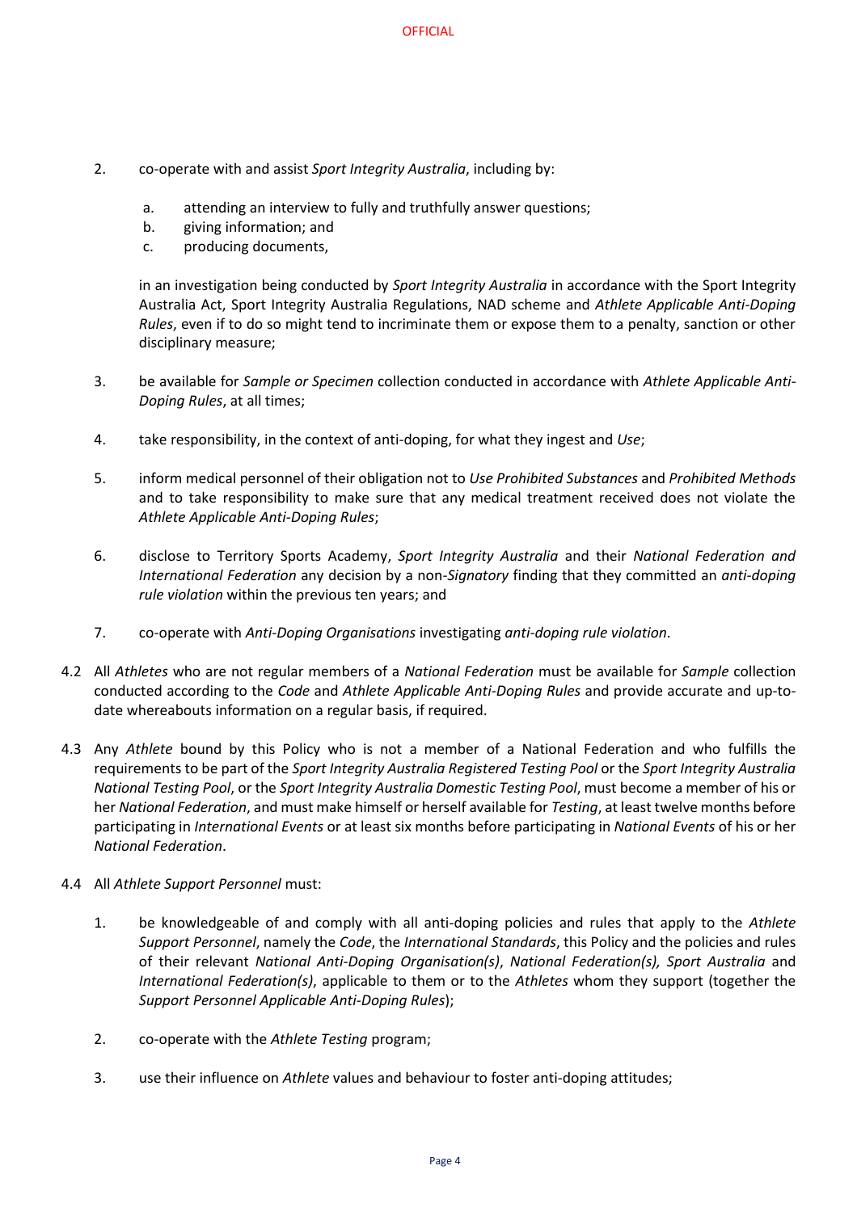2. co-operate with and assist *Sport Integrity Australia*, including by:

    a. attending an interview to fully and truthfully answer questions;
    b. giving information; and
    c. producing documents,

    in an investigation being conducted by *Sport Integrity Australia* in accordance with the Sport Integrity Australia Act, Sport Integrity Australia Regulations, NAD scheme and *Athlete Applicable Anti-Doping Rules*, even if to do so might tend to incriminate them or expose them to a penalty, sanction or other disciplinary measure;

3. be available for *Sample or Specimen* collection conducted in accordance with *Athlete Applicable Anti-Doping Rules*, at all times;

4. take responsibility, in the context of anti-doping, for what they ingest and *Use*;

5. inform medical personnel of their obligation not to *Use Prohibited Substances* and *Prohibited Methods* and to take responsibility to make sure that any medical treatment received does not violate the *Athlete Applicable Anti-Doping Rules*;

6. disclose to Territory Sports Academy, *Sport Integrity Australia* and their *National Federation and International Federation* any decision by a non-*Signatory* finding that they committed an *anti-doping rule violation* within the previous ten years; and

7. co-operate with *Anti-Doping Organisations* investigating *anti-doping rule violation*.

4.2 All *Athletes* who are not regular members of a *National Federation* must be available for *Sample* collection conducted according to the *Code* and *Athlete Applicable Anti-Doping Rules* and provide accurate and up-to-date whereabouts information on a regular basis, if required.

4.3 Any *Athlete* bound by this Policy who is not a member of a National Federation and who fulfills the requirements to be part of the *Sport Integrity Australia Registered Testing Pool* or the *Sport Integrity Australia National Testing Pool*, or the *Sport Integrity Australia Domestic Testing Pool*, must become a member of his or her *National Federation*, and must make himself or herself available for *Testing*, at least twelve months before participating in *International Events* or at least six months before participating in *National Events* of his or her *National Federation*.

4.4 All *Athlete Support Personnel* must:

1. be knowledgeable of and comply with all anti-doping policies and rules that apply to the *Athlete Support Personnel*, namely the *Code*, the *International Standards*, this Policy and the policies and rules of their relevant *National Anti-Doping Organisation(s)*, *National Federation(s), Sport Australia* and *International Federation(s)*, applicable to them or to the *Athletes* whom they support (together the *Support Personnel Applicable Anti-Doping Rules*);

2. co-operate with the *Athlete Testing* program;

3. use their influence on *Athlete* values and behaviour to foster anti-doping attitudes;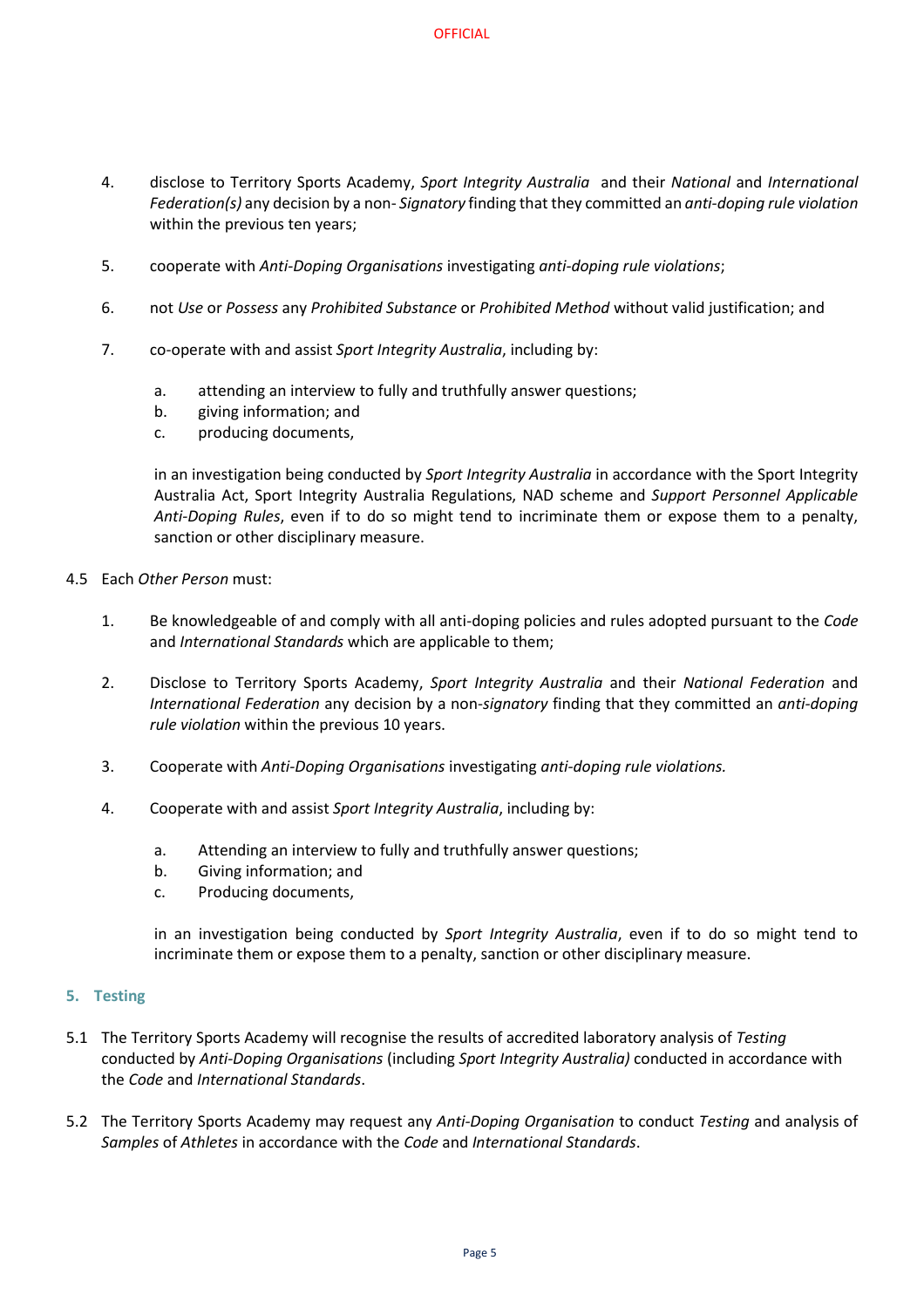4. disclose to Territory Sports Academy, *Sport Integrity Australia* and their *National* and *International Federation(s)* any decision by a non- *Signatory* finding that they committed an *anti-doping rule violation* within the previous ten years;

5. cooperate with *Anti-Doping Organisations* investigating *anti-doping rule violations*;

6. not *Use* or *Possess* any *Prohibited Substance* or *Prohibited Method* without valid justification; and

7. co-operate with and assist *Sport Integrity Australia*, including by:

    a. attending an interview to fully and truthfully answer questions;
    b. giving information; and
    c. producing documents,

    in an investigation being conducted by *Sport Integrity Australia* in accordance with the Sport Integrity Australia Act, Sport Integrity Australia Regulations, NAD scheme and *Support Personnel Applicable Anti-Doping Rules*, even if to do so might tend to incriminate them or expose them to a penalty, sanction or other disciplinary measure.

4.5 Each *Other Person* must:

1. Be knowledgeable of and comply with all anti-doping policies and rules adopted pursuant to the *Code* and *International Standards* which are applicable to them;

2. Disclose to Territory Sports Academy, *Sport Integrity Australia* and their *National Federation* and *International Federation* any decision by a non-*signatory* finding that they committed an *anti-doping rule violation* within the previous 10 years.

3. Cooperate with *Anti-Doping Organisations* investigating *anti-doping rule violations.*

4. Cooperate with and assist *Sport Integrity Australia*, including by:

    a. Attending an interview to fully and truthfully answer questions;
    b. Giving information; and
    c. Producing documents,

    in an investigation being conducted by *Sport Integrity Australia*, even if to do so might tend to incriminate them or expose them to a penalty, sanction or other disciplinary measure.

## 5. Testing

5.1 The Territory Sports Academy will recognise the results of accredited laboratory analysis of *Testing* conducted by *Anti-Doping Organisations* (including *Sport Integrity Australia)* conducted in accordance with the *Code* and *International Standards*.

5.2 The Territory Sports Academy may request any *Anti-Doping Organisation* to conduct *Testing* and analysis of *Samples* of *Athletes* in accordance with the *Code* and *International Standards*.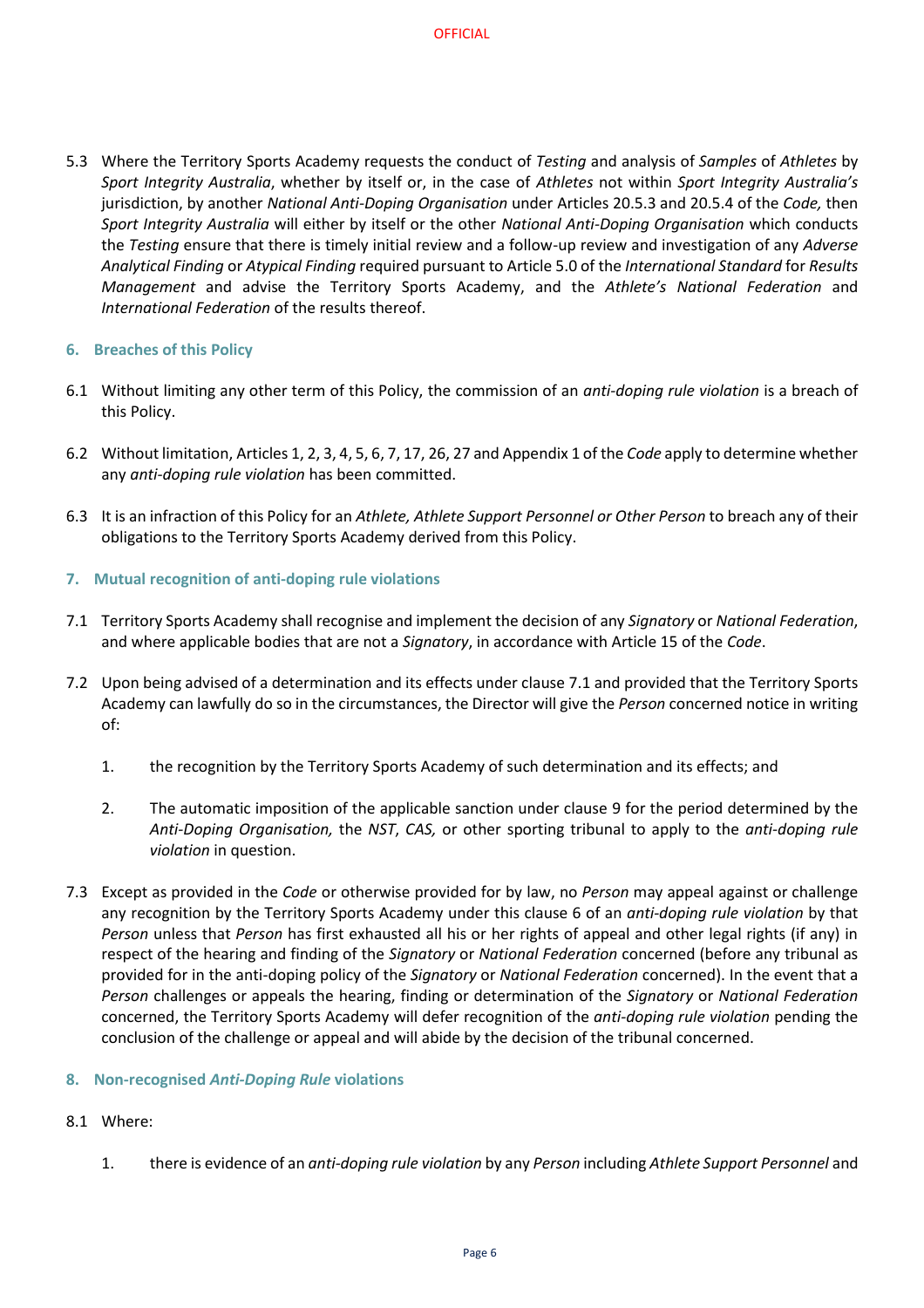5.3 Where the Territory Sports Academy requests the conduct of *Testing* and analysis of *Samples* of *Athletes* by *Sport Integrity Australia*, whether by itself or, in the case of *Athletes* not within *Sport Integrity Australia's* jurisdiction, by another *National Anti-Doping Organisation* under Articles 20.5.3 and 20.5.4 of the *Code,* then *Sport Integrity Australia* will either by itself or the other *National Anti-Doping Organisation* which conducts the *Testing* ensure that there is timely initial review and a follow-up review and investigation of any *Adverse Analytical Finding* or *Atypical Finding* required pursuant to Article 5.0 of the *International Standard* for *Results Management* and advise the Territory Sports Academy, and the *Athlete's National Federation* and *International Federation* of the results thereof.

## 6. Breaches of this Policy

6.1 Without limiting any other term of this Policy, the commission of an *anti-doping rule violation* is a breach of this Policy.

6.2 Without limitation, Articles 1, 2, 3, 4, 5, 6, 7, 17, 26, 27 and Appendix 1 of the *Code* apply to determine whether any *anti-doping rule violation* has been committed.

6.3 It is an infraction of this Policy for an *Athlete, Athlete Support Personnel or Other Person* to breach any of their obligations to the Territory Sports Academy derived from this Policy.

## 7. Mutual recognition of anti-doping rule violations

7.1 Territory Sports Academy shall recognise and implement the decision of any *Signatory* or *National Federation*, and where applicable bodies that are not a *Signatory*, in accordance with Article 15 of the *Code*.

7.2 Upon being advised of a determination and its effects under clause 7.1 and provided that the Territory Sports Academy can lawfully do so in the circumstances, the Director will give the *Person* concerned notice in writing of:

1. the recognition by the Territory Sports Academy of such determination and its effects; and
2. The automatic imposition of the applicable sanction under clause 9 for the period determined by the *Anti-Doping Organisation,* the *NST*, *CAS,* or other sporting tribunal to apply to the *anti-doping rule violation* in question.

7.3 Except as provided in the *Code* or otherwise provided for by law, no *Person* may appeal against or challenge any recognition by the Territory Sports Academy under this clause 6 of an *anti-doping rule violation* by that *Person* unless that *Person* has first exhausted all his or her rights of appeal and other legal rights (if any) in respect of the hearing and finding of the *Signatory* or *National Federation* concerned (before any tribunal as provided for in the anti-doping policy of the *Signatory* or *National Federation* concerned). In the event that a *Person* challenges or appeals the hearing, finding or determination of the *Signatory* or *National Federation* concerned, the Territory Sports Academy will defer recognition of the *anti-doping rule violation* pending the conclusion of the challenge or appeal and will abide by the decision of the tribunal concerned.

## 8. Non-recognised *Anti-Doping Rule* violations

8.1 Where:

1. there is evidence of an *anti-doping rule violation* by any *Person* including *Athlete Support Personnel* and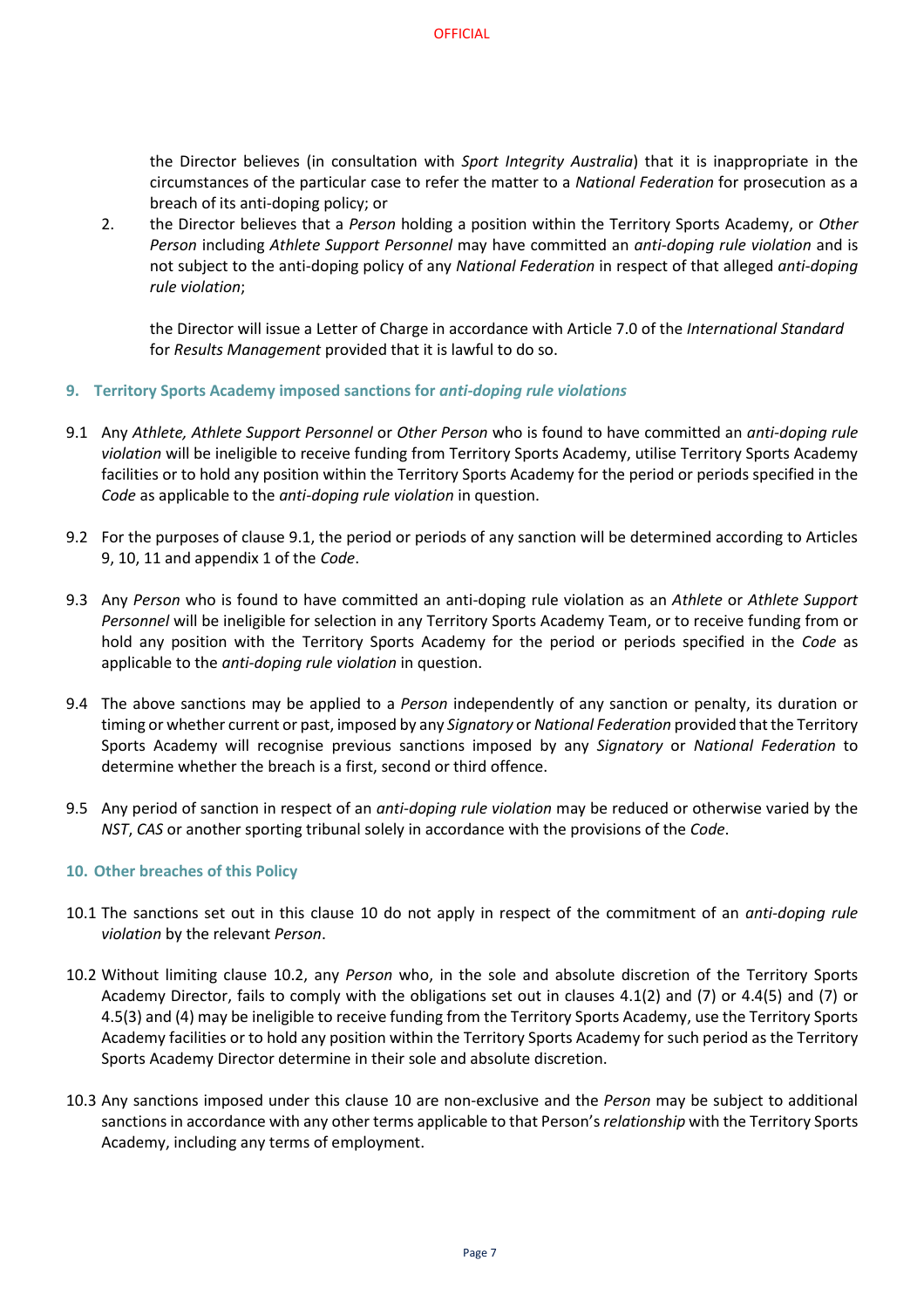the Director believes (in consultation with *Sport Integrity Australia*) that it is inappropriate in the circumstances of the particular case to refer the matter to a *National Federation* for prosecution as a breach of its anti-doping policy; or

2. the Director believes that a *Person* holding a position within the Territory Sports Academy, or *Other Person* including *Athlete Support Personnel* may have committed an *anti-doping rule violation* and is not subject to the anti-doping policy of any *National Federation* in respect of that alleged *anti-doping rule violation*;

the Director will issue a Letter of Charge in accordance with Article 7.0 of the *International Standard* for *Results Management* provided that it is lawful to do so.

## 9. Territory Sports Academy imposed sanctions for *anti-doping rule violations*

9.1 Any *Athlete, Athlete Support Personnel* or *Other Person* who is found to have committed an *anti-doping rule violation* will be ineligible to receive funding from Territory Sports Academy, utilise Territory Sports Academy facilities or to hold any position within the Territory Sports Academy for the period or periods specified in the *Code* as applicable to the *anti-doping rule violation* in question.

9.2 For the purposes of clause 9.1, the period or periods of any sanction will be determined according to Articles 9, 10, 11 and appendix 1 of the *Code*.

9.3 Any *Person* who is found to have committed an anti-doping rule violation as an *Athlete* or *Athlete Support Personnel* will be ineligible for selection in any Territory Sports Academy Team, or to receive funding from or hold any position with the Territory Sports Academy for the period or periods specified in the *Code* as applicable to the *anti-doping rule violation* in question.

9.4 The above sanctions may be applied to a *Person* independently of any sanction or penalty, its duration or timing or whether current or past, imposed by any *Signatory* or *National Federation* provided that the Territory Sports Academy will recognise previous sanctions imposed by any *Signatory* or *National Federation* to determine whether the breach is a first, second or third offence.

9.5 Any period of sanction in respect of an *anti-doping rule violation* may be reduced or otherwise varied by the *NST*, *CAS* or another sporting tribunal solely in accordance with the provisions of the *Code*.

## 10. Other breaches of this Policy

10.1 The sanctions set out in this clause 10 do not apply in respect of the commitment of an *anti-doping rule violation* by the relevant *Person*.

10.2 Without limiting clause 10.2, any *Person* who, in the sole and absolute discretion of the Territory Sports Academy Director, fails to comply with the obligations set out in clauses 4.1(2) and (7) or 4.4(5) and (7) or 4.5(3) and (4) may be ineligible to receive funding from the Territory Sports Academy, use the Territory Sports Academy facilities or to hold any position within the Territory Sports Academy for such period as the Territory Sports Academy Director determine in their sole and absolute discretion.

10.3 Any sanctions imposed under this clause 10 are non-exclusive and the *Person* may be subject to additional sanctions in accordance with any other terms applicable to that Person's *relationship* with the Territory Sports Academy, including any terms of employment.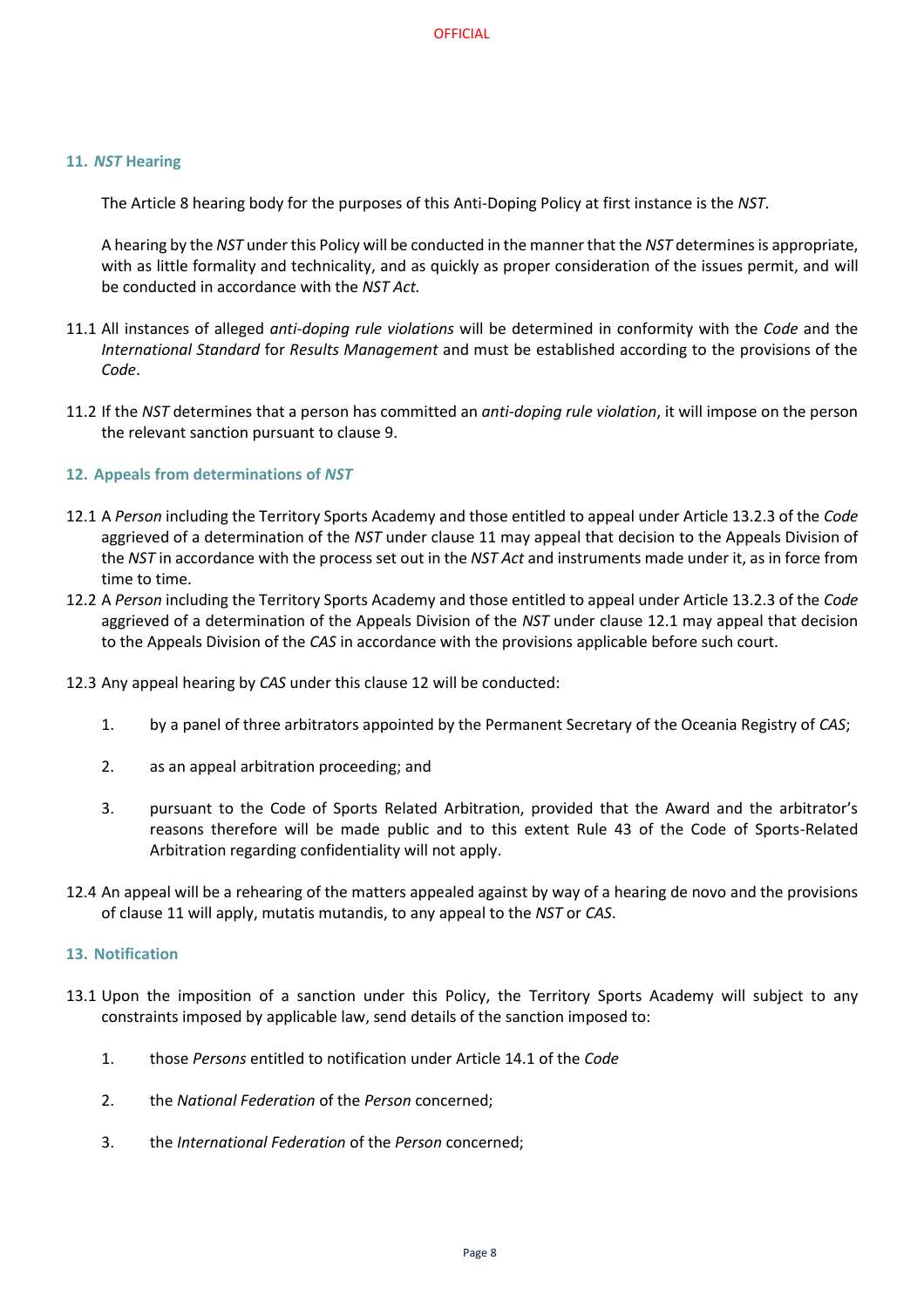## 11. *NST* Hearing

The Article 8 hearing body for the purposes of this Anti-Doping Policy at first instance is the *NST*.

A hearing by the *NST* under this Policy will be conducted in the manner that the *NST* determines is appropriate, with as little formality and technicality, and as quickly as proper consideration of the issues permit, and will be conducted in accordance with the *NST Act.*

11.1 All instances of alleged *anti-doping rule violations* will be determined in conformity with the *Code* and the *International Standard* for *Results Management* and must be established according to the provisions of the *Code*.

11.2 If the *NST* determines that a person has committed an *anti-doping rule violation*, it will impose on the person the relevant sanction pursuant to clause 9.

## 12. Appeals from determinations of *NST*

12.1 A *Person* including the Territory Sports Academy and those entitled to appeal under Article 13.2.3 of the *Code* aggrieved of a determination of the *NST* under clause 11 may appeal that decision to the Appeals Division of the *NST* in accordance with the process set out in the *NST Act* and instruments made under it, as in force from time to time.

12.2 A *Person* including the Territory Sports Academy and those entitled to appeal under Article 13.2.3 of the *Code* aggrieved of a determination of the Appeals Division of the *NST* under clause 12.1 may appeal that decision to the Appeals Division of the *CAS* in accordance with the provisions applicable before such court.

12.3 Any appeal hearing by *CAS* under this clause 12 will be conducted:

1. by a panel of three arbitrators appointed by the Permanent Secretary of the Oceania Registry of *CAS*;
2. as an appeal arbitration proceeding; and
3. pursuant to the Code of Sports Related Arbitration, provided that the Award and the arbitrator's reasons therefore will be made public and to this extent Rule 43 of the Code of Sports-Related Arbitration regarding confidentiality will not apply.

12.4 An appeal will be a rehearing of the matters appealed against by way of a hearing de novo and the provisions of clause 11 will apply, mutatis mutandis, to any appeal to the *NST* or *CAS*.

## 13. Notification

13.1 Upon the imposition of a sanction under this Policy, the Territory Sports Academy will subject to any constraints imposed by applicable law, send details of the sanction imposed to:

1. those *Persons* entitled to notification under Article 14.1 of the *Code*
2. the *National Federation* of the *Person* concerned;
3. the *International Federation* of the *Person* concerned;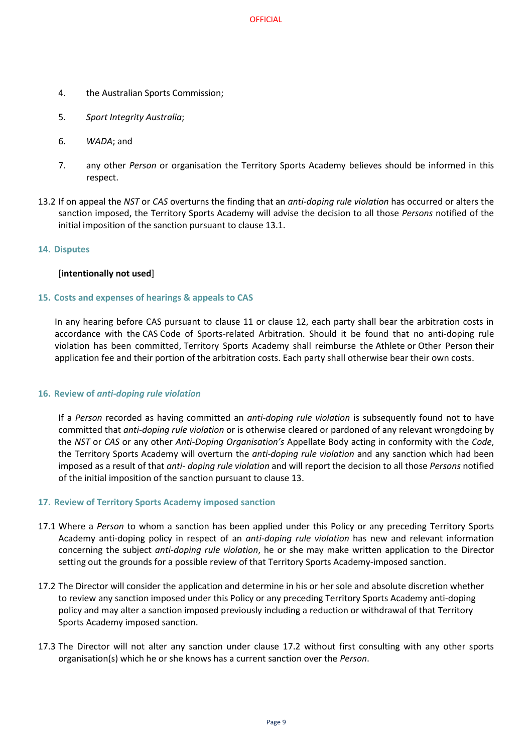4. the Australian Sports Commission;

5. *Sport Integrity Australia*;

6. *WADA*; and

7. any other *Person* or organisation the Territory Sports Academy believes should be informed in this respect.

13.2 If on appeal the *NST* or *CAS* overturns the finding that an *anti-doping rule violation* has occurred or alters the sanction imposed, the Territory Sports Academy will advise the decision to all those *Persons* notified of the initial imposition of the sanction pursuant to clause 13.1.

## 14. Disputes

[**intentionally not used**]

## 15. Costs and expenses of hearings & appeals to CAS

In any hearing before CAS pursuant to clause 11 or clause 12, each party shall bear the arbitration costs in accordance with the CAS Code of Sports-related Arbitration. Should it be found that no anti-doping rule violation has been committed, Territory Sports Academy shall reimburse the Athlete or Other Person their application fee and their portion of the arbitration costs. Each party shall otherwise bear their own costs.

## 16. Review of *anti-doping rule violation*

If a *Person* recorded as having committed an *anti-doping rule violation* is subsequently found not to have committed that *anti-doping rule violation* or is otherwise cleared or pardoned of any relevant wrongdoing by the *NST* or *CAS* or any other *Anti-Doping Organisation's* Appellate Body acting in conformity with the *Code*, the Territory Sports Academy will overturn the *anti-doping rule violation* and any sanction which had been imposed as a result of that *anti- doping rule violation* and will report the decision to all those *Persons* notified of the initial imposition of the sanction pursuant to clause 13.

## 17. Review of Territory Sports Academy imposed sanction

17.1 Where a *Person* to whom a sanction has been applied under this Policy or any preceding Territory Sports Academy anti-doping policy in respect of an *anti-doping rule violation* has new and relevant information concerning the subject *anti-doping rule violation*, he or she may make written application to the Director setting out the grounds for a possible review of that Territory Sports Academy-imposed sanction.

17.2 The Director will consider the application and determine in his or her sole and absolute discretion whether to review any sanction imposed under this Policy or any preceding Territory Sports Academy anti-doping policy and may alter a sanction imposed previously including a reduction or withdrawal of that Territory Sports Academy imposed sanction.

17.3 The Director will not alter any sanction under clause 17.2 without first consulting with any other sports organisation(s) which he or she knows has a current sanction over the *Person*.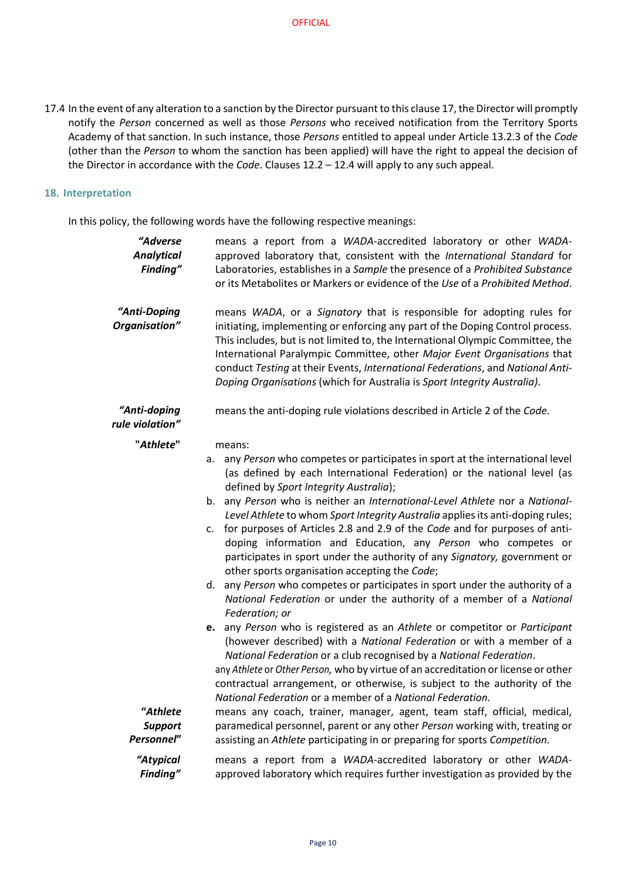17.4 In the event of any alteration to a sanction by the Director pursuant to this clause 17, the Director will promptly notify the *Person* concerned as well as those *Persons* who received notification from the Territory Sports Academy of that sanction. In such instance, those *Persons* entitled to appeal under Article 13.2.3 of the *Code* (other than the *Person* to whom the sanction has been applied) will have the right to appeal the decision of the Director in accordance with the *Code*. Clauses 12.2 – 12.4 will apply to any such appeal.

## 18. Interpretation

In this policy, the following words have the following respective meanings:

***"Adverse Analytical Finding"*** means a report from a *WADA*-accredited laboratory or other *WADA*-approved laboratory that, consistent with the *International Standard* for Laboratories, establishes in a *Sample* the presence of a *Prohibited Substance* or its Metabolites or Markers or evidence of the *Use* of a *Prohibited Method*.

***"Anti-Doping Organisation"*** means *WADA*, or a *Signatory* that is responsible for adopting rules for initiating, implementing or enforcing any part of the Doping Control process. This includes, but is not limited to, the International Olympic Committee, the International Paralympic Committee, other *Major Event Organisations* that conduct *Testing* at their Events, *International Federations*, and *National Anti-Doping Organisations* (which for Australia is *Sport Integrity Australia)*.

***"Anti-doping rule violation"*** means the anti-doping rule violations described in Article 2 of the *Code*.

**"*Athlete*"** means:

a. any *Person* who competes or participates in sport at the international level (as defined by each International Federation) or the national level (as defined by *Sport Integrity Australia*);
b. any *Person* who is neither an *International-Level Athlete* nor a *National-Level Athlete* to whom *Sport Integrity Australia* applies its anti-doping rules;
c. for purposes of Articles 2.8 and 2.9 of the *Code* and for purposes of anti-doping information and Education, any *Person* who competes or participates in sport under the authority of any *Signatory,* government or other sports organisation accepting the *Code*;
d. any *Person* who competes or participates in sport under the authority of a *National Federation* or under the authority of a member of a *National Federation; or*
**e.** any *Person* who is registered as an *Athlete* or competitor or *Participant* (however described) with a *National Federation* or with a member of a *National Federation* or a club recognised by a *National Federation*.

any *Athlete* or *Other Person,* who by virtue of an accreditation or license or other contractual arrangement, or otherwise, is subject to the authority of the *National Federation* or a member of a *National Federation.*

***"Athlete Support Personnel"*** means any coach, trainer, manager, agent, team staff, official, medical, paramedical personnel, parent or any other *Person* working with, treating or assisting an *Athlete* participating in or preparing for sports *Competition*.

***"Atypical Finding"*** means a report from a *WADA*-accredited laboratory or other *WADA*-approved laboratory which requires further investigation as provided by the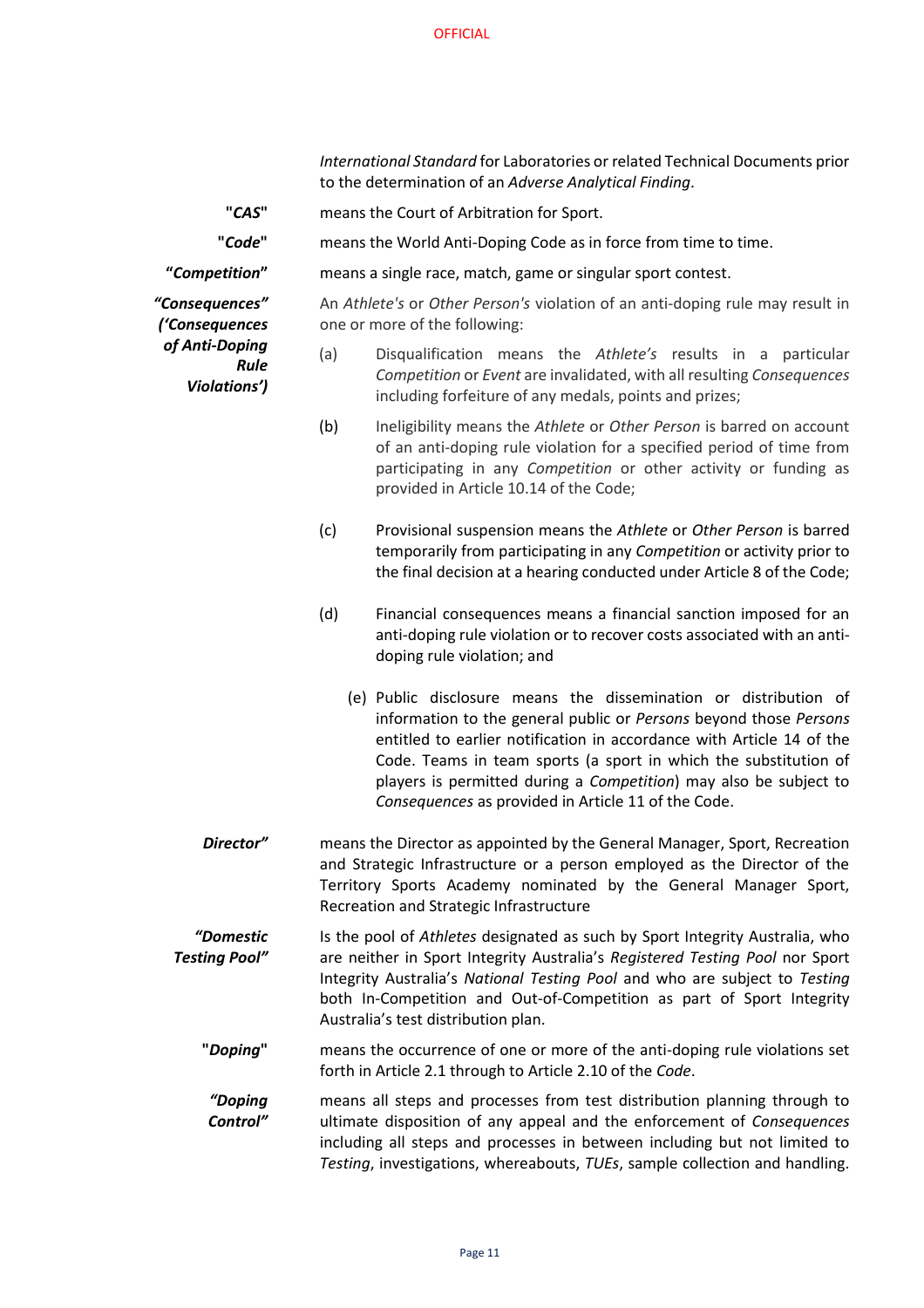*International Standard* for Laboratories or related Technical Documents prior to the determination of an *Adverse Analytical Finding*.

**"*CAS*"** means the Court of Arbitration for Sport.

**"*Code*"** means the World Anti-Doping Code as in force from time to time.

***"Competition"*** means a single race, match, game or singular sport contest.

***"Consequences" ('Consequences of Anti-Doping Rule Violations')*** An *Athlete's* or *Other Person's* violation of an anti-doping rule may result in one or more of the following:

(a) Disqualification means the *Athlete's* results in a particular *Competition* or *Event* are invalidated, with all resulting *Consequences* including forfeiture of any medals, points and prizes;

(b) Ineligibility means the *Athlete* or *Other Person* is barred on account of an anti-doping rule violation for a specified period of time from participating in any *Competition* or other activity or funding as provided in Article 10.14 of the Code;

(c) Provisional suspension means the *Athlete* or *Other Person* is barred temporarily from participating in any *Competition* or activity prior to the final decision at a hearing conducted under Article 8 of the Code;

(d) Financial consequences means a financial sanction imposed for an anti-doping rule violation or to recover costs associated with an anti-doping rule violation; and

(e) Public disclosure means the dissemination or distribution of information to the general public or *Persons* beyond those *Persons* entitled to earlier notification in accordance with Article 14 of the Code. Teams in team sports (a sport in which the substitution of players is permitted during a *Competition*) may also be subject to *Consequences* as provided in Article 11 of the Code.

***Director"*** means the Director as appointed by the General Manager, Sport, Recreation and Strategic Infrastructure or a person employed as the Director of the Territory Sports Academy nominated by the General Manager Sport, Recreation and Strategic Infrastructure

***"Domestic Testing Pool"*** Is the pool of *Athletes* designated as such by Sport Integrity Australia, who are neither in Sport Integrity Australia's *Registered Testing Pool* nor Sport Integrity Australia's *National Testing Pool* and who are subject to *Testing* both In-Competition and Out-of-Competition as part of Sport Integrity Australia's test distribution plan.

**"*Doping*"** means the occurrence of one or more of the anti-doping rule violations set forth in Article 2.1 through to Article 2.10 of the *Code*.

***"Doping Control"*** means all steps and processes from test distribution planning through to ultimate disposition of any appeal and the enforcement of *Consequences* including all steps and processes in between including but not limited to *Testing*, investigations, whereabouts, *TUEs*, sample collection and handling.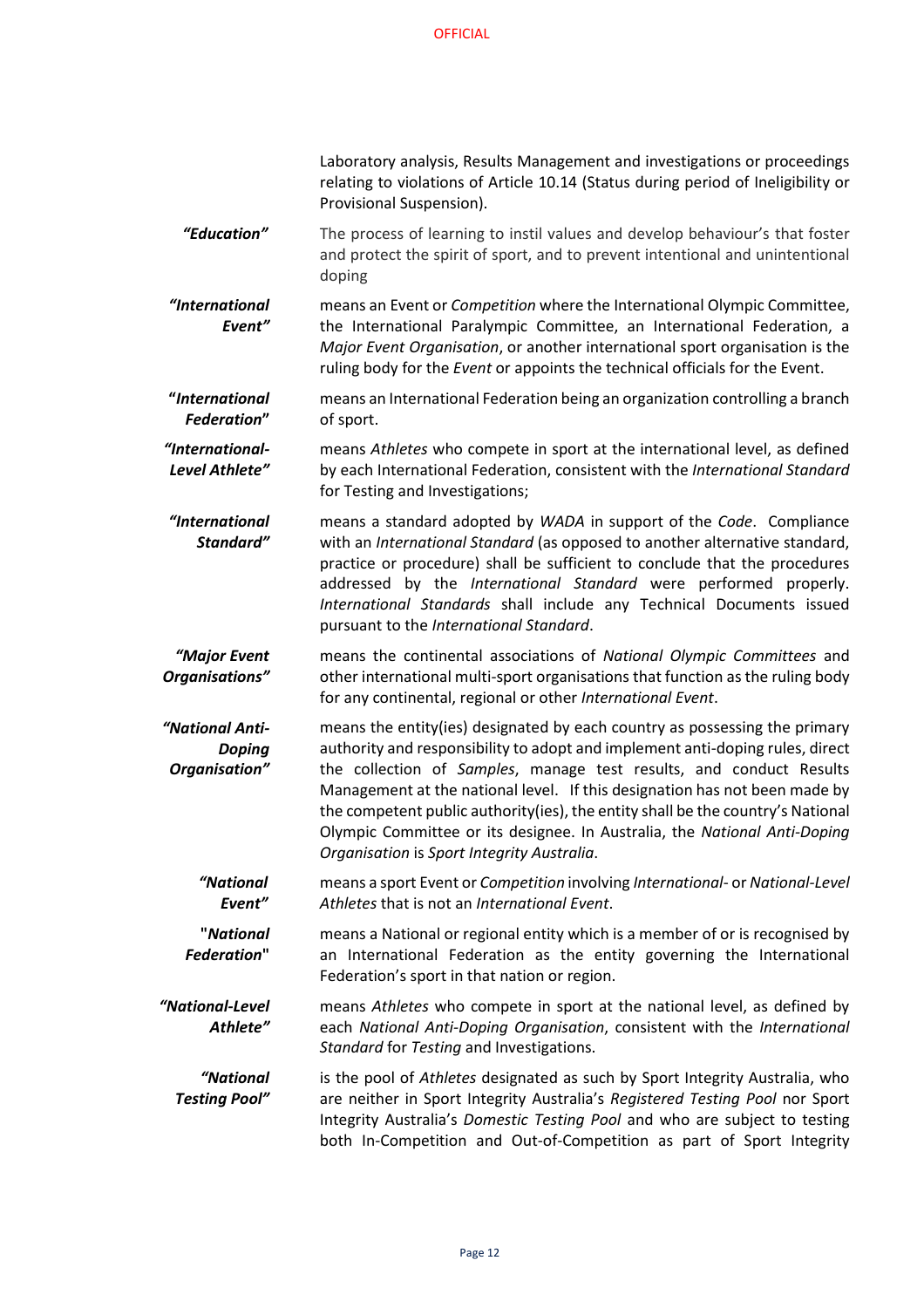Laboratory analysis, Results Management and investigations or proceedings relating to violations of Article 10.14 (Status during period of Ineligibility or Provisional Suspension).

***"Education"*** The process of learning to instil values and develop behaviour's that foster and protect the spirit of sport, and to prevent intentional and unintentional doping

***"International Event"*** means an Event or *Competition* where the International Olympic Committee, the International Paralympic Committee, an International Federation, a *Major Event Organisation*, or another international sport organisation is the ruling body for the *Event* or appoints the technical officials for the Event.

***"International Federation"*** means an International Federation being an organization controlling a branch of sport.

***"International-Level Athlete"*** means *Athletes* who compete in sport at the international level, as defined by each International Federation, consistent with the *International Standard* for Testing and Investigations;

***"International Standard"*** means a standard adopted by *WADA* in support of the *Code*. Compliance with an *International Standard* (as opposed to another alternative standard, practice or procedure) shall be sufficient to conclude that the procedures addressed by the *International Standard* were performed properly. *International Standards* shall include any Technical Documents issued pursuant to the *International Standard*.

***"Major Event Organisations"*** means the continental associations of *National Olympic Committees* and other international multi-sport organisations that function as the ruling body for any continental, regional or other *International Event*.

***"National Anti-Doping Organisation"*** means the entity(ies) designated by each country as possessing the primary authority and responsibility to adopt and implement anti-doping rules, direct the collection of *Samples*, manage test results, and conduct Results Management at the national level. If this designation has not been made by the competent public authority(ies), the entity shall be the country's National Olympic Committee or its designee. In Australia, the *National Anti-Doping Organisation* is *Sport Integrity Australia*.

***"National Event"*** means a sport Event or *Competition* involving *International-* or *National-Level Athletes* that is not an *International Event*.

***"National Federation"*** means a National or regional entity which is a member of or is recognised by an International Federation as the entity governing the International Federation's sport in that nation or region.

***"National-Level Athlete"*** means *Athletes* who compete in sport at the national level, as defined by each *National Anti-Doping Organisation*, consistent with the *International Standard* for *Testing* and Investigations.

***"National Testing Pool"*** is the pool of *Athletes* designated as such by Sport Integrity Australia, who are neither in Sport Integrity Australia's *Registered Testing Pool* nor Sport Integrity Australia's *Domestic Testing Pool* and who are subject to testing both In-Competition and Out-of-Competition as part of Sport Integrity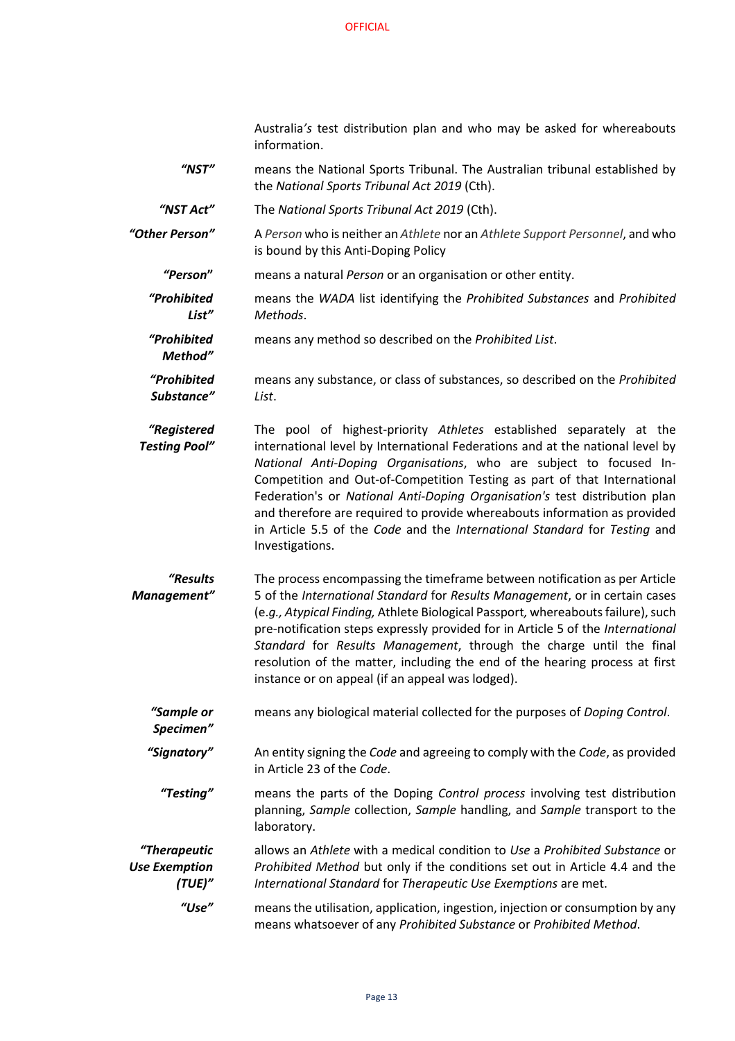Australia*'s* test distribution plan and who may be asked for whereabouts information.

***"NST"*** means the National Sports Tribunal. The Australian tribunal established by the *National Sports Tribunal Act 2019* (Cth).

***"NST Act"*** The *National Sports Tribunal Act 2019* (Cth).

***"Other Person"*** A *Person* who is neither an *Athlete* nor an *Athlete Support Personnel*, and who is bound by this Anti-Doping Policy

***"Person"*** means a natural *Person* or an organisation or other entity.

***"Prohibited List"*** means the *WADA* list identifying the *Prohibited Substances* and *Prohibited Methods*.

***"Prohibited Method"*** means any method so described on the *Prohibited List*.

***"Prohibited Substance"*** means any substance, or class of substances, so described on the *Prohibited List*.

***"Registered Testing Pool"*** The pool of highest-priority *Athletes* established separately at the international level by International Federations and at the national level by *National Anti-Doping Organisations*, who are subject to focused In-Competition and Out-of-Competition Testing as part of that International Federation's or *National Anti-Doping Organisation's* test distribution plan and therefore are required to provide whereabouts information as provided in Article 5.5 of the *Code* and the *International Standard* for *Testing* and Investigations.

***"Results Management"*** The process encompassing the timeframe between notification as per Article 5 of the *International Standard* for *Results Management*, or in certain cases (*e.g., Atypical Finding,* Athlete Biological Passport*,* whereabouts failure), such pre-notification steps expressly provided for in Article 5 of the *International Standard* for *Results Management*, through the charge until the final resolution of the matter, including the end of the hearing process at first instance or on appeal (if an appeal was lodged).

***"Sample or Specimen"*** means any biological material collected for the purposes of *Doping Control*.

***"Signatory"*** An entity signing the *Code* and agreeing to comply with the *Code*, as provided in Article 23 of the *Code*.

***"Testing"*** means the parts of the Doping *Control process* involving test distribution planning, *Sample* collection, *Sample* handling, and *Sample* transport to the laboratory.

***"Therapeutic Use Exemption (TUE)"*** allows an *Athlete* with a medical condition to *Use* a *Prohibited Substance* or *Prohibited Method* but only if the conditions set out in Article 4.4 and the *International Standard* for *Therapeutic Use Exemptions* are met.

***"Use"*** means the utilisation, application, ingestion, injection or consumption by any means whatsoever of any *Prohibited Substance* or *Prohibited Method*.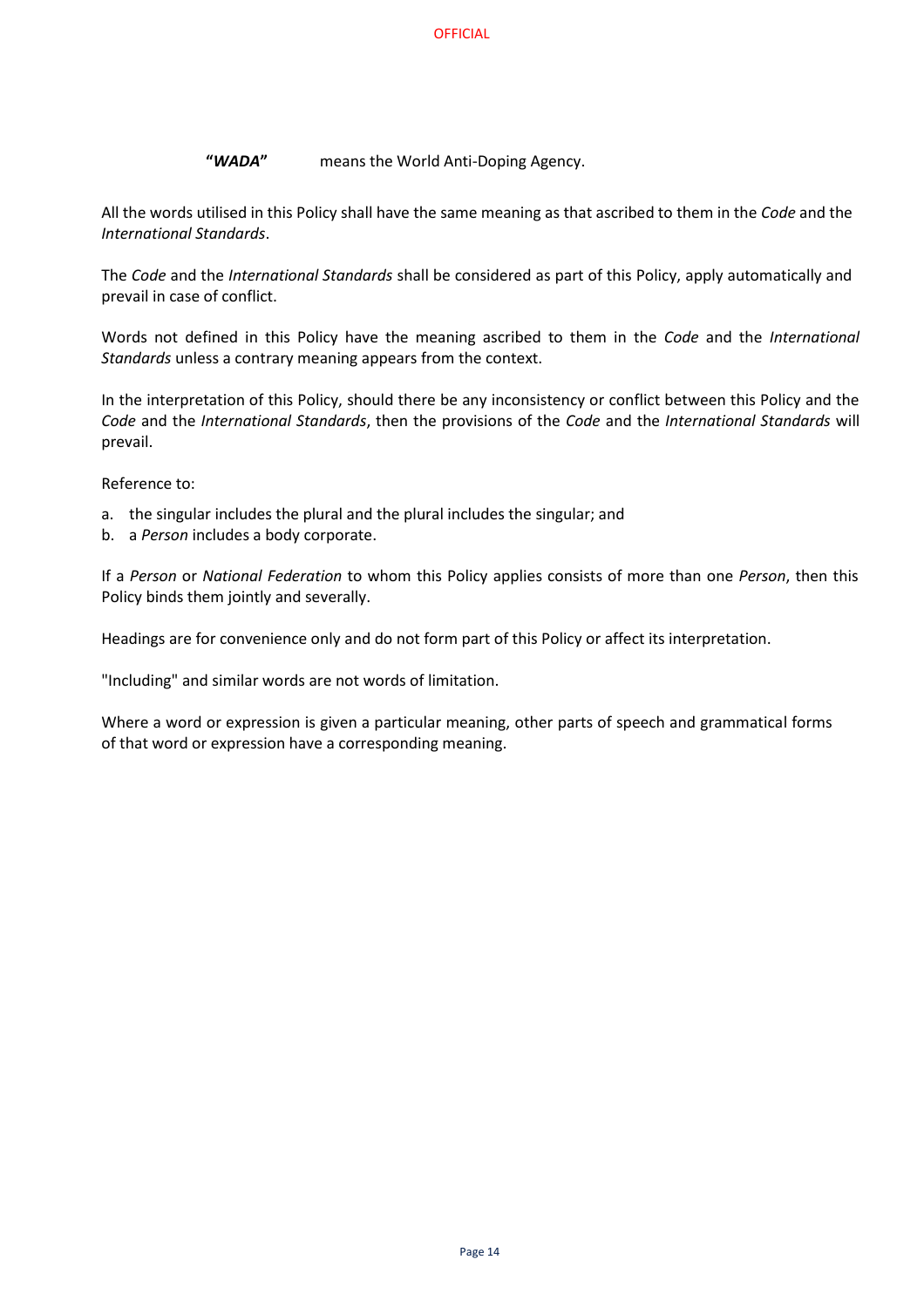**"*WADA*"** means the World Anti-Doping Agency.

All the words utilised in this Policy shall have the same meaning as that ascribed to them in the *Code* and the *International Standards*.

The *Code* and the *International Standards* shall be considered as part of this Policy, apply automatically and prevail in case of conflict.

Words not defined in this Policy have the meaning ascribed to them in the *Code* and the *International Standards* unless a contrary meaning appears from the context.

In the interpretation of this Policy, should there be any inconsistency or conflict between this Policy and the *Code* and the *International Standards*, then the provisions of the *Code* and the *International Standards* will prevail.

Reference to:

a. the singular includes the plural and the plural includes the singular; and
b. a *Person* includes a body corporate.

If a *Person* or *National Federation* to whom this Policy applies consists of more than one *Person*, then this Policy binds them jointly and severally.

Headings are for convenience only and do not form part of this Policy or affect its interpretation.

"Including" and similar words are not words of limitation.

Where a word or expression is given a particular meaning, other parts of speech and grammatical forms of that word or expression have a corresponding meaning.